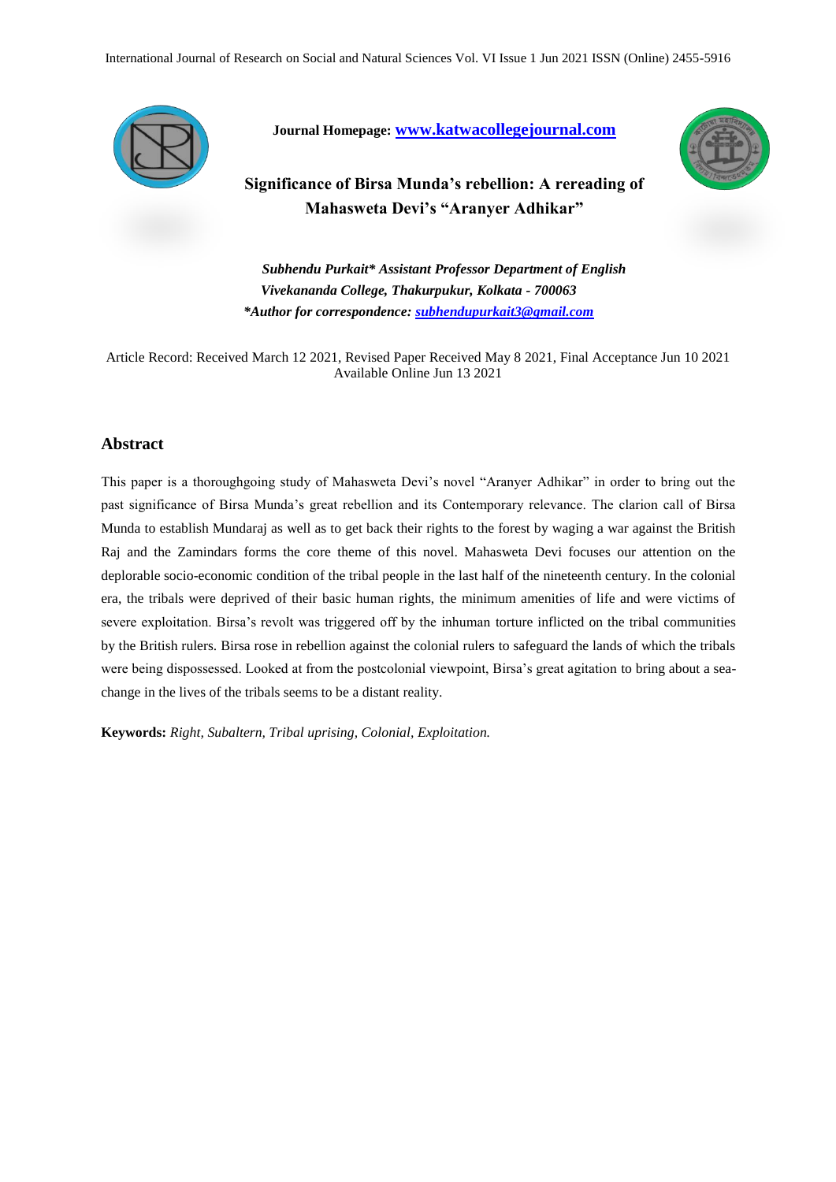Journal Homepage: www.katwacollegejournal.com

# Significance of Birsa Munda's rebellion: A rereading of Mahasweta Devi's "Aranyer Adhikar"

***Subhendu Purkait*** *Assistant Professor Department of English*
*Vivekananda College, Thakurpukur, Kolkata - 700063*
*\*Author for correspondence:* *subhendupurkait3@gmail.com*

Article Record: Received March 12 2021, Revised Paper Received May 8 2021, Final Acceptance Jun 10 2021
Available Online Jun 13 2021

## Abstract

This paper is a thoroughgoing study of Mahasweta Devi's novel "Aranyer Adhikar" in order to bring out the past significance of Birsa Munda's great rebellion and its Contemporary relevance. The clarion call of Birsa Munda to establish Mundaraj as well as to get back their rights to the forest by waging a war against the British Raj and the Zamindars forms the core theme of this novel. Mahasweta Devi focuses our attention on the deplorable socio-economic condition of the tribal people in the last half of the nineteenth century. In the colonial era, the tribals were deprived of their basic human rights, the minimum amenities of life and were victims of severe exploitation. Birsa's revolt was triggered off by the inhuman torture inflicted on the tribal communities by the British rulers. Birsa rose in rebellion against the colonial rulers to safeguard the lands of which the tribals were being dispossessed. Looked at from the postcolonial viewpoint, Birsa's great agitation to bring about a sea-change in the lives of the tribals seems to be a distant reality.

**Keywords:** *Right, Subaltern, Tribal uprising, Colonial, Exploitation.*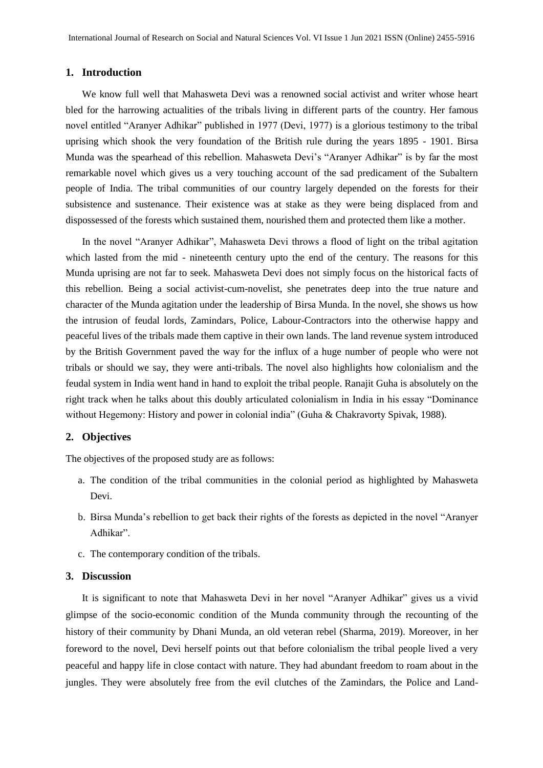## 1. Introduction

We know full well that Mahasweta Devi was a renowned social activist and writer whose heart bled for the harrowing actualities of the tribals living in different parts of the country. Her famous novel entitled "Aranyer Adhikar" published in 1977 (Devi, 1977) is a glorious testimony to the tribal uprising which shook the very foundation of the British rule during the years 1895 - 1901. Birsa Munda was the spearhead of this rebellion. Mahasweta Devi's "Aranyer Adhikar" is by far the most remarkable novel which gives us a very touching account of the sad predicament of the Subaltern people of India. The tribal communities of our country largely depended on the forests for their subsistence and sustenance. Their existence was at stake as they were being displaced from and dispossessed of the forests which sustained them, nourished them and protected them like a mother.

In the novel "Aranyer Adhikar", Mahasweta Devi throws a flood of light on the tribal agitation which lasted from the mid - nineteenth century upto the end of the century. The reasons for this Munda uprising are not far to seek. Mahasweta Devi does not simply focus on the historical facts of this rebellion. Being a social activist-cum-novelist, she penetrates deep into the true nature and character of the Munda agitation under the leadership of Birsa Munda. In the novel, she shows us how the intrusion of feudal lords, Zamindars, Police, Labour-Contractors into the otherwise happy and peaceful lives of the tribals made them captive in their own lands. The land revenue system introduced by the British Government paved the way for the influx of a huge number of people who were not tribals or should we say, they were anti-tribals. The novel also highlights how colonialism and the feudal system in India went hand in hand to exploit the tribal people. Ranajit Guha is absolutely on the right track when he talks about this doubly articulated colonialism in India in his essay "Dominance without Hegemony: History and power in colonial india" (Guha & Chakravorty Spivak, 1988).

## 2. Objectives

The objectives of the proposed study are as follows:

a. The condition of the tribal communities in the colonial period as highlighted by Mahasweta Devi.

b. Birsa Munda's rebellion to get back their rights of the forests as depicted in the novel "Aranyer Adhikar".

c. The contemporary condition of the tribals.

## 3. Discussion

It is significant to note that Mahasweta Devi in her novel "Aranyer Adhikar" gives us a vivid glimpse of the socio-economic condition of the Munda community through the recounting of the history of their community by Dhani Munda, an old veteran rebel (Sharma, 2019). Moreover, in her foreword to the novel, Devi herself points out that before colonialism the tribal people lived a very peaceful and happy life in close contact with nature. They had abundant freedom to roam about in the jungles. They were absolutely free from the evil clutches of the Zamindars, the Police and Land-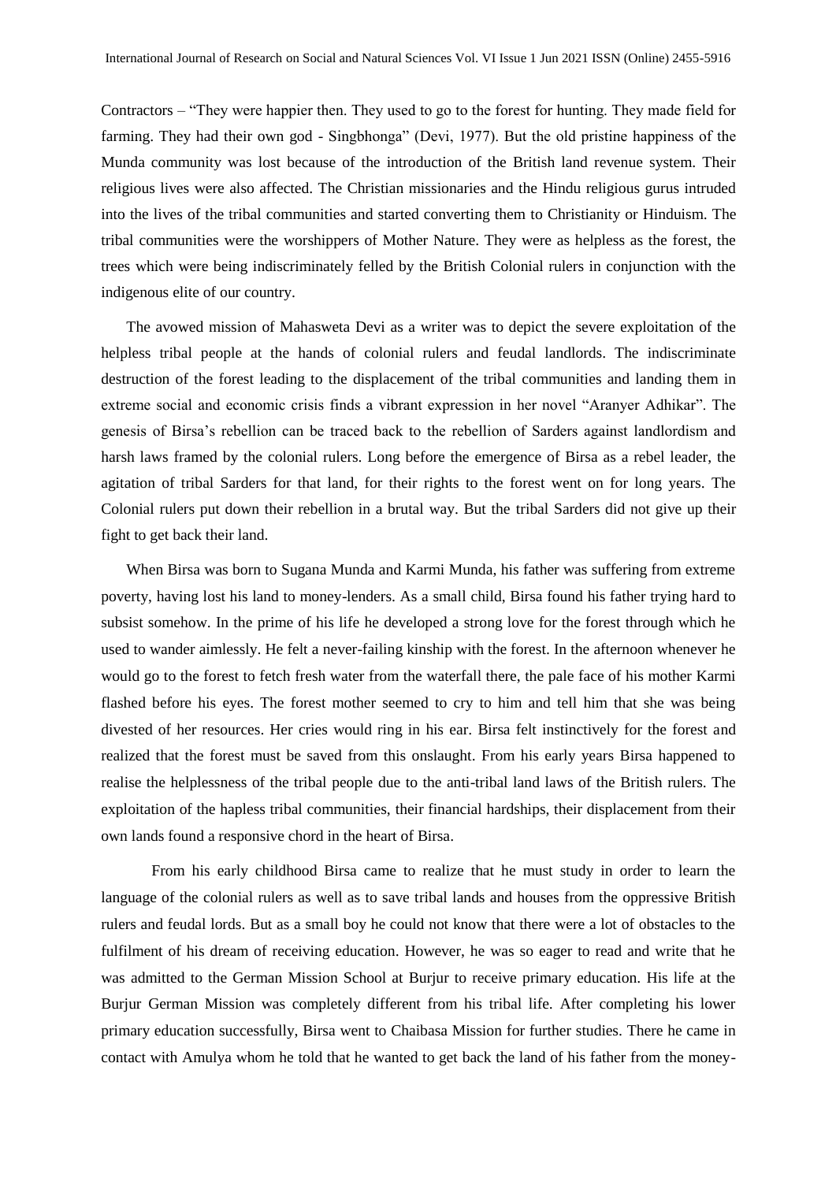Contractors – "They were happier then. They used to go to the forest for hunting. They made field for farming. They had their own god - Singbhonga" (Devi, 1977). But the old pristine happiness of the Munda community was lost because of the introduction of the British land revenue system. Their religious lives were also affected. The Christian missionaries and the Hindu religious gurus intruded into the lives of the tribal communities and started converting them to Christianity or Hinduism. The tribal communities were the worshippers of Mother Nature. They were as helpless as the forest, the trees which were being indiscriminately felled by the British Colonial rulers in conjunction with the indigenous elite of our country.

The avowed mission of Mahasweta Devi as a writer was to depict the severe exploitation of the helpless tribal people at the hands of colonial rulers and feudal landlords. The indiscriminate destruction of the forest leading to the displacement of the tribal communities and landing them in extreme social and economic crisis finds a vibrant expression in her novel "Aranyer Adhikar". The genesis of Birsa's rebellion can be traced back to the rebellion of Sarders against landlordism and harsh laws framed by the colonial rulers. Long before the emergence of Birsa as a rebel leader, the agitation of tribal Sarders for that land, for their rights to the forest went on for long years. The Colonial rulers put down their rebellion in a brutal way. But the tribal Sarders did not give up their fight to get back their land.

When Birsa was born to Sugana Munda and Karmi Munda, his father was suffering from extreme poverty, having lost his land to money-lenders. As a small child, Birsa found his father trying hard to subsist somehow. In the prime of his life he developed a strong love for the forest through which he used to wander aimlessly. He felt a never-failing kinship with the forest. In the afternoon whenever he would go to the forest to fetch fresh water from the waterfall there, the pale face of his mother Karmi flashed before his eyes. The forest mother seemed to cry to him and tell him that she was being divested of her resources. Her cries would ring in his ear. Birsa felt instinctively for the forest and realized that the forest must be saved from this onslaught. From his early years Birsa happened to realise the helplessness of the tribal people due to the anti-tribal land laws of the British rulers. The exploitation of the hapless tribal communities, their financial hardships, their displacement from their own lands found a responsive chord in the heart of Birsa.

From his early childhood Birsa came to realize that he must study in order to learn the language of the colonial rulers as well as to save tribal lands and houses from the oppressive British rulers and feudal lords. But as a small boy he could not know that there were a lot of obstacles to the fulfilment of his dream of receiving education. However, he was so eager to read and write that he was admitted to the German Mission School at Burjur to receive primary education. His life at the Burjur German Mission was completely different from his tribal life. After completing his lower primary education successfully, Birsa went to Chaibasa Mission for further studies. There he came in contact with Amulya whom he told that he wanted to get back the land of his father from the money-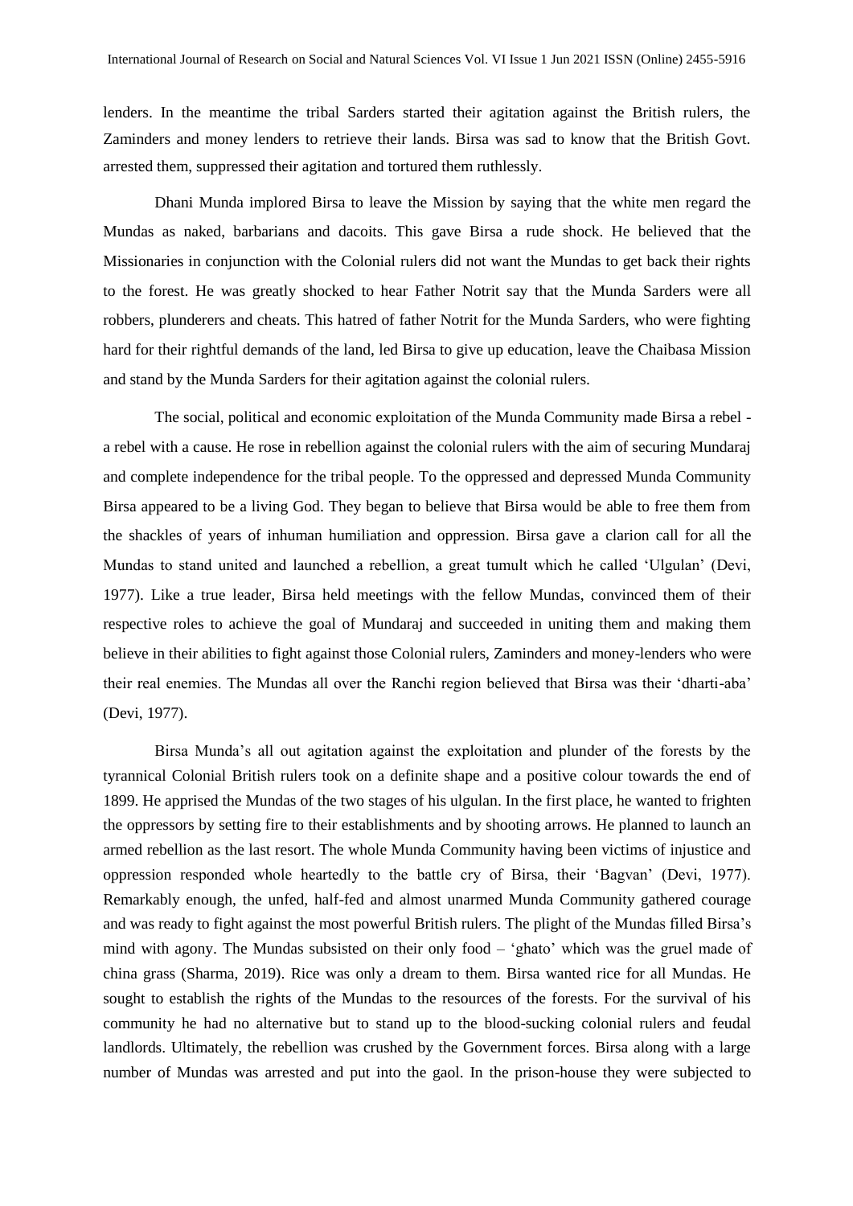lenders. In the meantime the tribal Sarders started their agitation against the British rulers, the Zaminders and money lenders to retrieve their lands. Birsa was sad to know that the British Govt. arrested them, suppressed their agitation and tortured them ruthlessly.

Dhani Munda implored Birsa to leave the Mission by saying that the white men regard the Mundas as naked, barbarians and dacoits. This gave Birsa a rude shock. He believed that the Missionaries in conjunction with the Colonial rulers did not want the Mundas to get back their rights to the forest. He was greatly shocked to hear Father Notrit say that the Munda Sarders were all robbers, plunderers and cheats. This hatred of father Notrit for the Munda Sarders, who were fighting hard for their rightful demands of the land, led Birsa to give up education, leave the Chaibasa Mission and stand by the Munda Sarders for their agitation against the colonial rulers.

The social, political and economic exploitation of the Munda Community made Birsa a rebel - a rebel with a cause. He rose in rebellion against the colonial rulers with the aim of securing Mundaraj and complete independence for the tribal people. To the oppressed and depressed Munda Community Birsa appeared to be a living God. They began to believe that Birsa would be able to free them from the shackles of years of inhuman humiliation and oppression. Birsa gave a clarion call for all the Mundas to stand united and launched a rebellion, a great tumult which he called 'Ulgulan' (Devi, 1977). Like a true leader, Birsa held meetings with the fellow Mundas, convinced them of their respective roles to achieve the goal of Mundaraj and succeeded in uniting them and making them believe in their abilities to fight against those Colonial rulers, Zaminders and money-lenders who were their real enemies. The Mundas all over the Ranchi region believed that Birsa was their 'dharti-aba' (Devi, 1977).

Birsa Munda's all out agitation against the exploitation and plunder of the forests by the tyrannical Colonial British rulers took on a definite shape and a positive colour towards the end of 1899. He apprised the Mundas of the two stages of his ulgulan. In the first place, he wanted to frighten the oppressors by setting fire to their establishments and by shooting arrows. He planned to launch an armed rebellion as the last resort. The whole Munda Community having been victims of injustice and oppression responded whole heartedly to the battle cry of Birsa, their 'Bagvan' (Devi, 1977). Remarkably enough, the unfed, half-fed and almost unarmed Munda Community gathered courage and was ready to fight against the most powerful British rulers. The plight of the Mundas filled Birsa's mind with agony. The Mundas subsisted on their only food – 'ghato' which was the gruel made of china grass (Sharma, 2019). Rice was only a dream to them. Birsa wanted rice for all Mundas. He sought to establish the rights of the Mundas to the resources of the forests. For the survival of his community he had no alternative but to stand up to the blood-sucking colonial rulers and feudal landlords. Ultimately, the rebellion was crushed by the Government forces. Birsa along with a large number of Mundas was arrested and put into the gaol. In the prison-house they were subjected to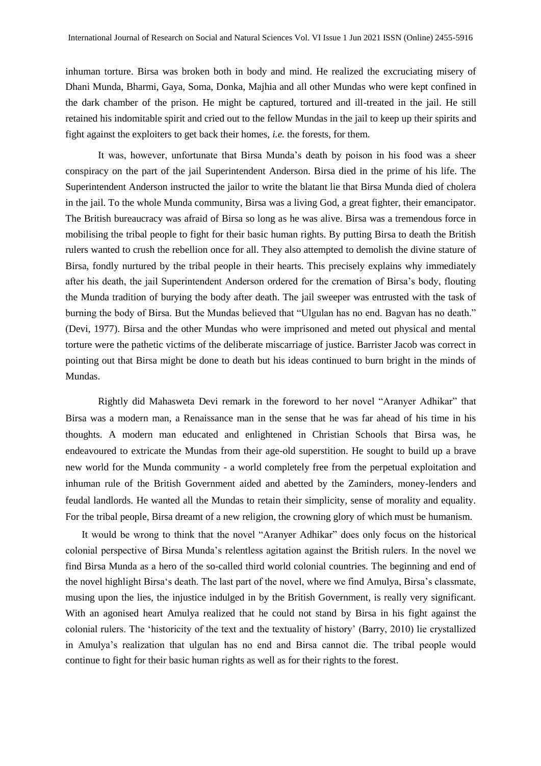inhuman torture. Birsa was broken both in body and mind. He realized the excruciating misery of Dhani Munda, Bharmi, Gaya, Soma, Donka, Majhia and all other Mundas who were kept confined in the dark chamber of the prison. He might be captured, tortured and ill-treated in the jail. He still retained his indomitable spirit and cried out to the fellow Mundas in the jail to keep up their spirits and fight against the exploiters to get back their homes, *i.e.* the forests, for them.

It was, however, unfortunate that Birsa Munda's death by poison in his food was a sheer conspiracy on the part of the jail Superintendent Anderson. Birsa died in the prime of his life. The Superintendent Anderson instructed the jailor to write the blatant lie that Birsa Munda died of cholera in the jail. To the whole Munda community, Birsa was a living God, a great fighter, their emancipator. The British bureaucracy was afraid of Birsa so long as he was alive. Birsa was a tremendous force in mobilising the tribal people to fight for their basic human rights. By putting Birsa to death the British rulers wanted to crush the rebellion once for all. They also attempted to demolish the divine stature of Birsa, fondly nurtured by the tribal people in their hearts. This precisely explains why immediately after his death, the jail Superintendent Anderson ordered for the cremation of Birsa's body, flouting the Munda tradition of burying the body after death. The jail sweeper was entrusted with the task of burning the body of Birsa. But the Mundas believed that "Ulgulan has no end. Bagvan has no death." (Devi, 1977). Birsa and the other Mundas who were imprisoned and meted out physical and mental torture were the pathetic victims of the deliberate miscarriage of justice. Barrister Jacob was correct in pointing out that Birsa might be done to death but his ideas continued to burn bright in the minds of Mundas.

Rightly did Mahasweta Devi remark in the foreword to her novel "Aranyer Adhikar" that Birsa was a modern man, a Renaissance man in the sense that he was far ahead of his time in his thoughts. A modern man educated and enlightened in Christian Schools that Birsa was, he endeavoured to extricate the Mundas from their age-old superstition. He sought to build up a brave new world for the Munda community - a world completely free from the perpetual exploitation and inhuman rule of the British Government aided and abetted by the Zaminders, money-lenders and feudal landlords. He wanted all the Mundas to retain their simplicity, sense of morality and equality. For the tribal people, Birsa dreamt of a new religion, the crowning glory of which must be humanism.

It would be wrong to think that the novel "Aranyer Adhikar" does only focus on the historical colonial perspective of Birsa Munda's relentless agitation against the British rulers. In the novel we find Birsa Munda as a hero of the so-called third world colonial countries. The beginning and end of the novel highlight Birsa's death. The last part of the novel, where we find Amulya, Birsa's classmate, musing upon the lies, the injustice indulged in by the British Government, is really very significant. With an agonised heart Amulya realized that he could not stand by Birsa in his fight against the colonial rulers. The 'historicity of the text and the textuality of history' (Barry, 2010) lie crystallized in Amulya's realization that ulgulan has no end and Birsa cannot die. The tribal people would continue to fight for their basic human rights as well as for their rights to the forest.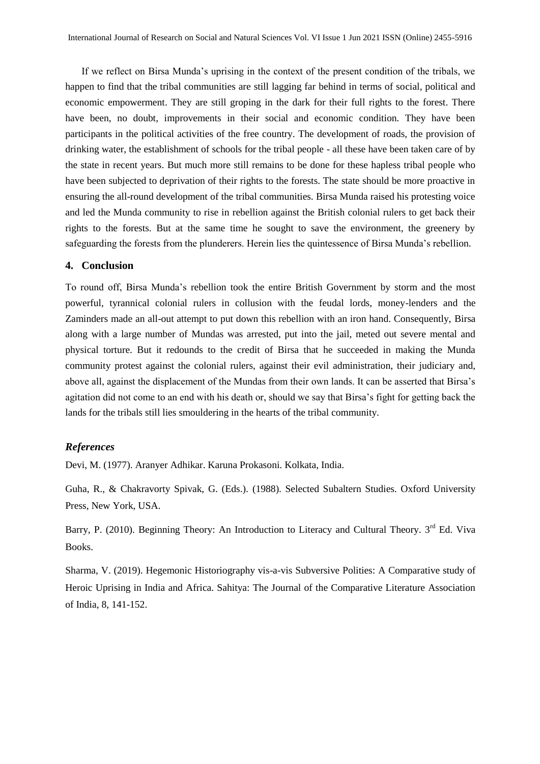If we reflect on Birsa Munda's uprising in the context of the present condition of the tribals, we happen to find that the tribal communities are still lagging far behind in terms of social, political and economic empowerment. They are still groping in the dark for their full rights to the forest. There have been, no doubt, improvements in their social and economic condition. They have been participants in the political activities of the free country. The development of roads, the provision of drinking water, the establishment of schools for the tribal people - all these have been taken care of by the state in recent years. But much more still remains to be done for these hapless tribal people who have been subjected to deprivation of their rights to the forests. The state should be more proactive in ensuring the all-round development of the tribal communities. Birsa Munda raised his protesting voice and led the Munda community to rise in rebellion against the British colonial rulers to get back their rights to the forests. But at the same time he sought to save the environment, the greenery by safeguarding the forests from the plunderers. Herein lies the quintessence of Birsa Munda's rebellion.

## 4. Conclusion

To round off, Birsa Munda's rebellion took the entire British Government by storm and the most powerful, tyrannical colonial rulers in collusion with the feudal lords, money-lenders and the Zaminders made an all-out attempt to put down this rebellion with an iron hand. Consequently, Birsa along with a large number of Mundas was arrested, put into the jail, meted out severe mental and physical torture. But it redounds to the credit of Birsa that he succeeded in making the Munda community protest against the colonial rulers, against their evil administration, their judiciary and, above all, against the displacement of the Mundas from their own lands. It can be asserted that Birsa's agitation did not come to an end with his death or, should we say that Birsa's fight for getting back the lands for the tribals still lies smouldering in the hearts of the tribal community.

### *References*

Devi, M. (1977). Aranyer Adhikar. Karuna Prokasoni. Kolkata, India.

Guha, R., & Chakravorty Spivak, G. (Eds.). (1988). Selected Subaltern Studies. Oxford University Press, New York, USA.

Barry, P. (2010). Beginning Theory: An Introduction to Literacy and Cultural Theory. 3rd Ed. Viva Books.

Sharma, V. (2019). Hegemonic Historiography vis-a-vis Subversive Polities: A Comparative study of Heroic Uprising in India and Africa. Sahitya: The Journal of the Comparative Literature Association of India, 8, 141-152.